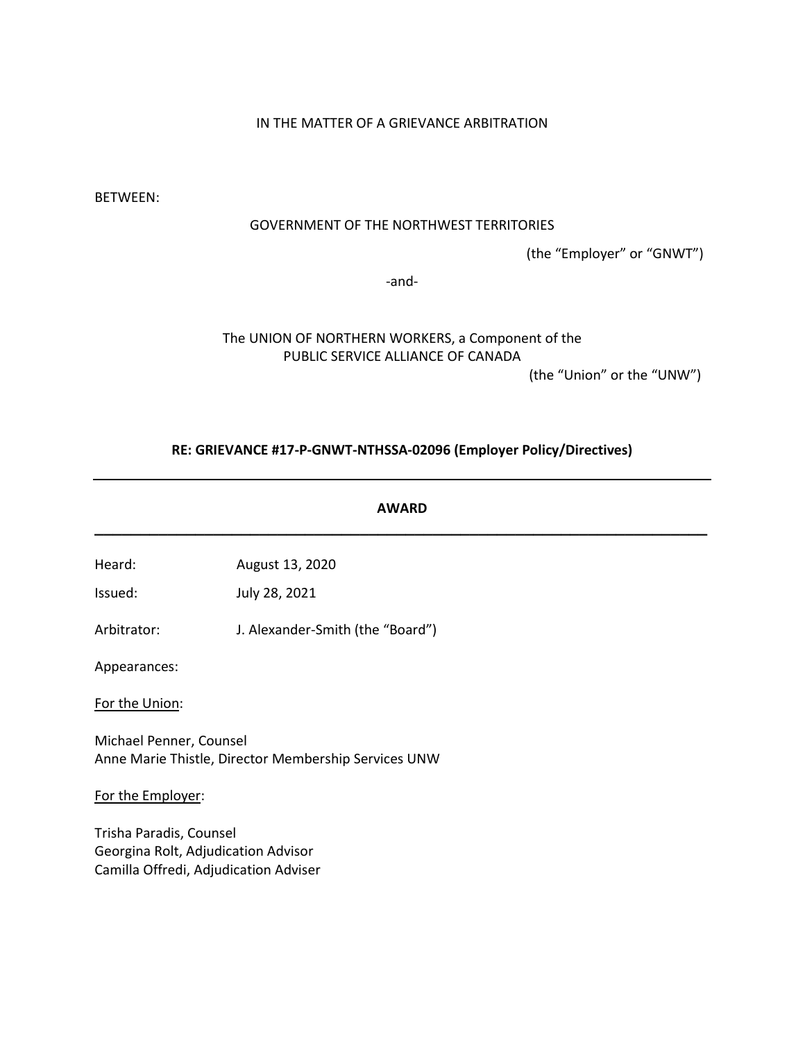IN THE MATTER OF A GRIEVANCE ARBITRATION

BETWEEN:

GOVERNMENT OF THE NORTHWEST TERRITORIES

(the "Employer" or "GNWT")

-and-

The UNION OF NORTHERN WORKERS, a Component of the PUBLIC SERVICE ALLIANCE OF CANADA

(the "Union" or the "UNW")

**RE: GRIEVANCE #17-P-GNWT-NTHSSA-02096 (Employer Policy/Directives)**

---

**AWARD**

---

Heard: August 13, 2020

Issued: July 28, 2021

Arbitrator: J. Alexander-Smith (the "Board")

Appearances:

For the Union:

Michael Penner, Counsel
Anne Marie Thistle, Director Membership Services UNW

For the Employer:

Trisha Paradis, Counsel
Georgina Rolt, Adjudication Advisor
Camilla Offredi, Adjudication Adviser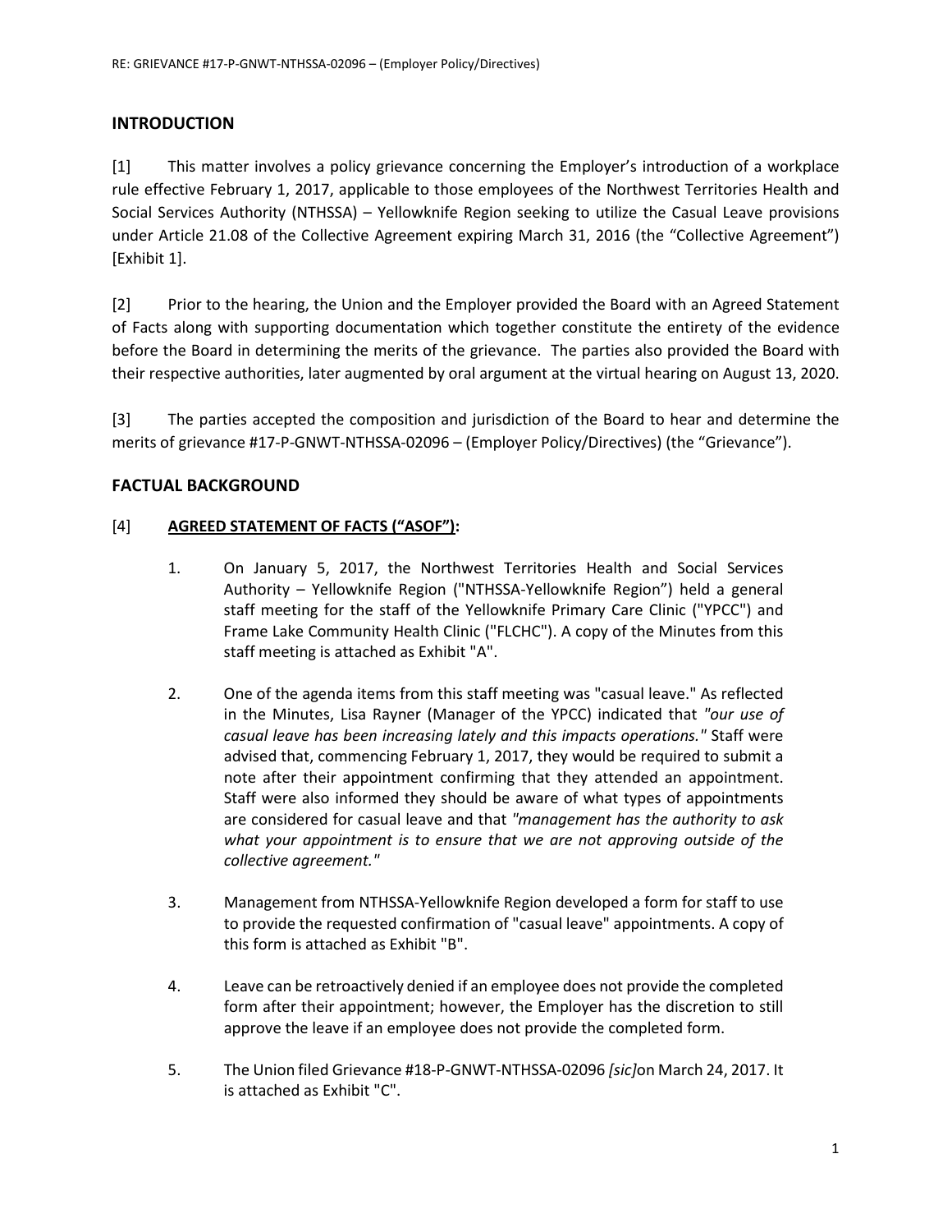## INTRODUCTION

[1] This matter involves a policy grievance concerning the Employer's introduction of a workplace rule effective February 1, 2017, applicable to those employees of the Northwest Territories Health and Social Services Authority (NTHSSA) – Yellowknife Region seeking to utilize the Casual Leave provisions under Article 21.08 of the Collective Agreement expiring March 31, 2016 (the "Collective Agreement") [Exhibit 1].

[2] Prior to the hearing, the Union and the Employer provided the Board with an Agreed Statement of Facts along with supporting documentation which together constitute the entirety of the evidence before the Board in determining the merits of the grievance. The parties also provided the Board with their respective authorities, later augmented by oral argument at the virtual hearing on August 13, 2020.

[3] The parties accepted the composition and jurisdiction of the Board to hear and determine the merits of grievance #17-P-GNWT-NTHSSA-02096 – (Employer Policy/Directives) (the "Grievance").

## FACTUAL BACKGROUND

[4] **AGREED STATEMENT OF FACTS ("ASOF"):**

1. On January 5, 2017, the Northwest Territories Health and Social Services Authority – Yellowknife Region ("NTHSSA-Yellowknife Region") held a general staff meeting for the staff of the Yellowknife Primary Care Clinic ("YPCC") and Frame Lake Community Health Clinic ("FLCHC"). A copy of the Minutes from this staff meeting is attached as Exhibit "A".

2. One of the agenda items from this staff meeting was "casual leave." As reflected in the Minutes, Lisa Rayner (Manager of the YPCC) indicated that *"our use of casual leave has been increasing lately and this impacts operations."* Staff were advised that, commencing February 1, 2017, they would be required to submit a note after their appointment confirming that they attended an appointment. Staff were also informed they should be aware of what types of appointments are considered for casual leave and that *"management has the authority to ask what your appointment is to ensure that we are not approving outside of the collective agreement."*

3. Management from NTHSSA-Yellowknife Region developed a form for staff to use to provide the requested confirmation of "casual leave" appointments. A copy of this form is attached as Exhibit "B".

4. Leave can be retroactively denied if an employee does not provide the completed form after their appointment; however, the Employer has the discretion to still approve the leave if an employee does not provide the completed form.

5. The Union filed Grievance #18-P-GNWT-NTHSSA-02096 *[sic]* on March 24, 2017. It is attached as Exhibit "C".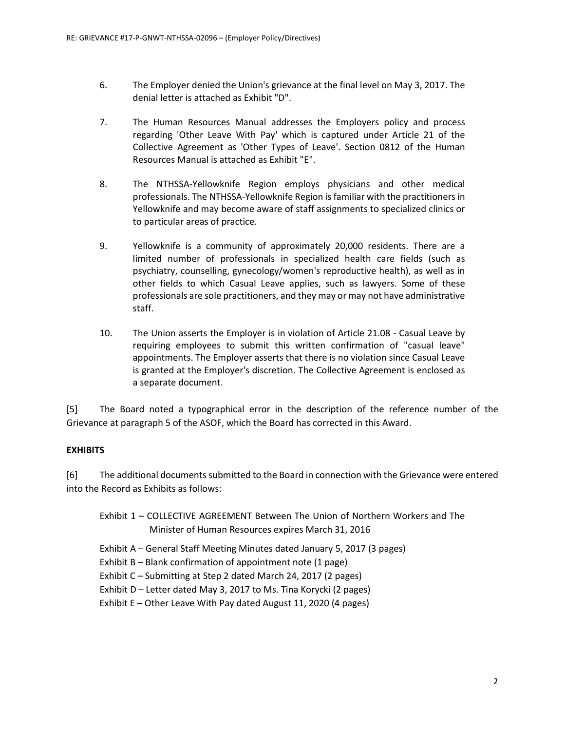6. The Employer denied the Union's grievance at the final level on May 3, 2017. The denial letter is attached as Exhibit "D".

7. The Human Resources Manual addresses the Employers policy and process regarding 'Other Leave With Pay' which is captured under Article 21 of the Collective Agreement as 'Other Types of Leave'. Section 0812 of the Human Resources Manual is attached as Exhibit "E".

8. The NTHSSA-Yellowknife Region employs physicians and other medical professionals. The NTHSSA-Yellowknife Region is familiar with the practitioners in Yellowknife and may become aware of staff assignments to specialized clinics or to particular areas of practice.

9. Yellowknife is a community of approximately 20,000 residents. There are a limited number of professionals in specialized health care fields (such as psychiatry, counselling, gynecology/women's reproductive health), as well as in other fields to which Casual Leave applies, such as lawyers. Some of these professionals are sole practitioners, and they may or may not have administrative staff.

10. The Union asserts the Employer is in violation of Article 21.08 - Casual Leave by requiring employees to submit this written confirmation of "casual leave" appointments. The Employer asserts that there is no violation since Casual Leave is granted at the Employer's discretion. The Collective Agreement is enclosed as a separate document.

[5] The Board noted a typographical error in the description of the reference number of the Grievance at paragraph 5 of the ASOF, which the Board has corrected in this Award.

**EXHIBITS**

[6] The additional documents submitted to the Board in connection with the Grievance were entered into the Record as Exhibits as follows:

Exhibit 1 – COLLECTIVE AGREEMENT Between The Union of Northern Workers and The Minister of Human Resources expires March 31, 2016

Exhibit A – General Staff Meeting Minutes dated January 5, 2017 (3 pages)

Exhibit B – Blank confirmation of appointment note (1 page)

Exhibit C – Submitting at Step 2 dated March 24, 2017 (2 pages)

Exhibit D – Letter dated May 3, 2017 to Ms. Tina Korycki (2 pages)

Exhibit E – Other Leave With Pay dated August 11, 2020 (4 pages)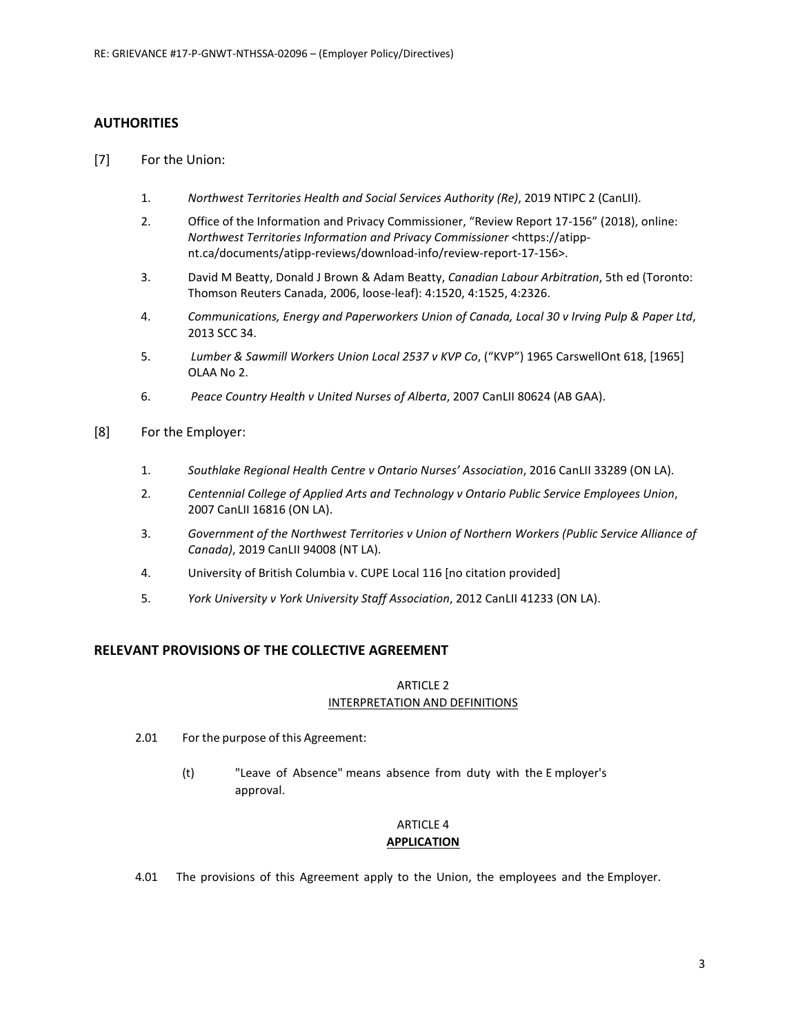## AUTHORITIES

[7] For the Union:

1. *Northwest Territories Health and Social Services Authority (Re)*, 2019 NTIPC 2 (CanLII).
2. Office of the Information and Privacy Commissioner, "Review Report 17-156" (2018), online: *Northwest Territories Information and Privacy Commissioner* <https://atipp-nt.ca/documents/atipp-reviews/download-info/review-report-17-156>.
3. David M Beatty, Donald J Brown & Adam Beatty, *Canadian Labour Arbitration*, 5th ed (Toronto: Thomson Reuters Canada, 2006, loose-leaf): 4:1520, 4:1525, 4:2326.
4. *Communications, Energy and Paperworkers Union of Canada, Local 30 v Irving Pulp & Paper Ltd*, 2013 SCC 34.
5. *Lumber & Sawmill Workers Union Local 2537 v KVP Co*, ("KVP") 1965 CarswellOnt 618, [1965] OLAA No 2.
6. *Peace Country Health v United Nurses of Alberta*, 2007 CanLII 80624 (AB GAA).

[8] For the Employer:

1. *Southlake Regional Health Centre v Ontario Nurses' Association*, 2016 CanLII 33289 (ON LA).
2. *Centennial College of Applied Arts and Technology v Ontario Public Service Employees Union*, 2007 CanLII 16816 (ON LA).
3. *Government of the Northwest Territories v Union of Northern Workers (Public Service Alliance of Canada)*, 2019 CanLII 94008 (NT LA).
4. University of British Columbia v. CUPE Local 116 [no citation provided]
5. *York University v York University Staff Association*, 2012 CanLII 41233 (ON LA).

## RELEVANT PROVISIONS OF THE COLLECTIVE AGREEMENT

ARTICLE 2
INTERPRETATION AND DEFINITIONS

2.01 For the purpose of this Agreement:

(t) "Leave of Absence" means absence from duty with the Employer's approval.

ARTICLE 4
**APPLICATION**

4.01 The provisions of this Agreement apply to the Union, the employees and the Employer.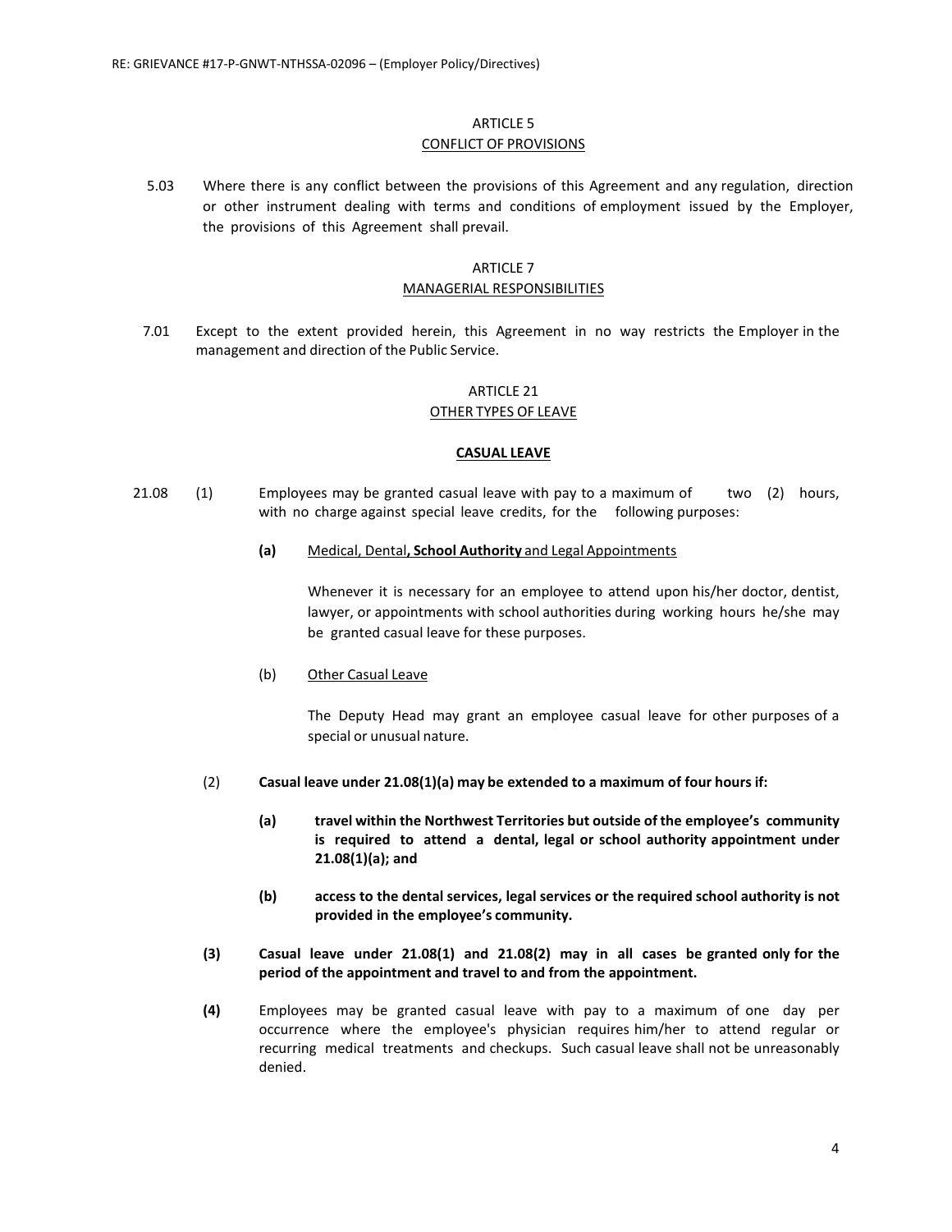### ARTICLE 5
### CONFLICT OF PROVISIONS

5.03 Where there is any conflict between the provisions of this Agreement and any regulation, direction or other instrument dealing with terms and conditions of employment issued by the Employer, the provisions of this Agreement shall prevail.

### ARTICLE 7
### MANAGERIAL RESPONSIBILITIES

7.01 Except to the extent provided herein, this Agreement in no way restricts the Employer in the management and direction of the Public Service.

### ARTICLE 21
### OTHER TYPES OF LEAVE

**CASUAL LEAVE**

21.08 (1) Employees may be granted casual leave with pay to a maximum of two (2) hours, with no charge against special leave credits, for the following purposes:

**(a)** Medical, Dental**, School Authority** and Legal Appointments

Whenever it is necessary for an employee to attend upon his/her doctor, dentist, lawyer, or appointments with school authorities during working hours he/she may be granted casual leave for these purposes.

(b) Other Casual Leave

The Deputy Head may grant an employee casual leave for other purposes of a special or unusual nature.

(2) **Casual leave under 21.08(1)(a) may be extended to a maximum of four hours if:**

**(a) travel within the Northwest Territories but outside of the employee's community is required to attend a dental, legal or school authority appointment under 21.08(1)(a); and**

**(b) access to the dental services, legal services or the required school authority is not provided in the employee's community.**

**(3) Casual leave under 21.08(1) and 21.08(2) may in all cases be granted only for the period of the appointment and travel to and from the appointment.**

**(4)** Employees may be granted casual leave with pay to a maximum of one day per occurrence where the employee's physician requires him/her to attend regular or recurring medical treatments and checkups. Such casual leave shall not be unreasonably denied.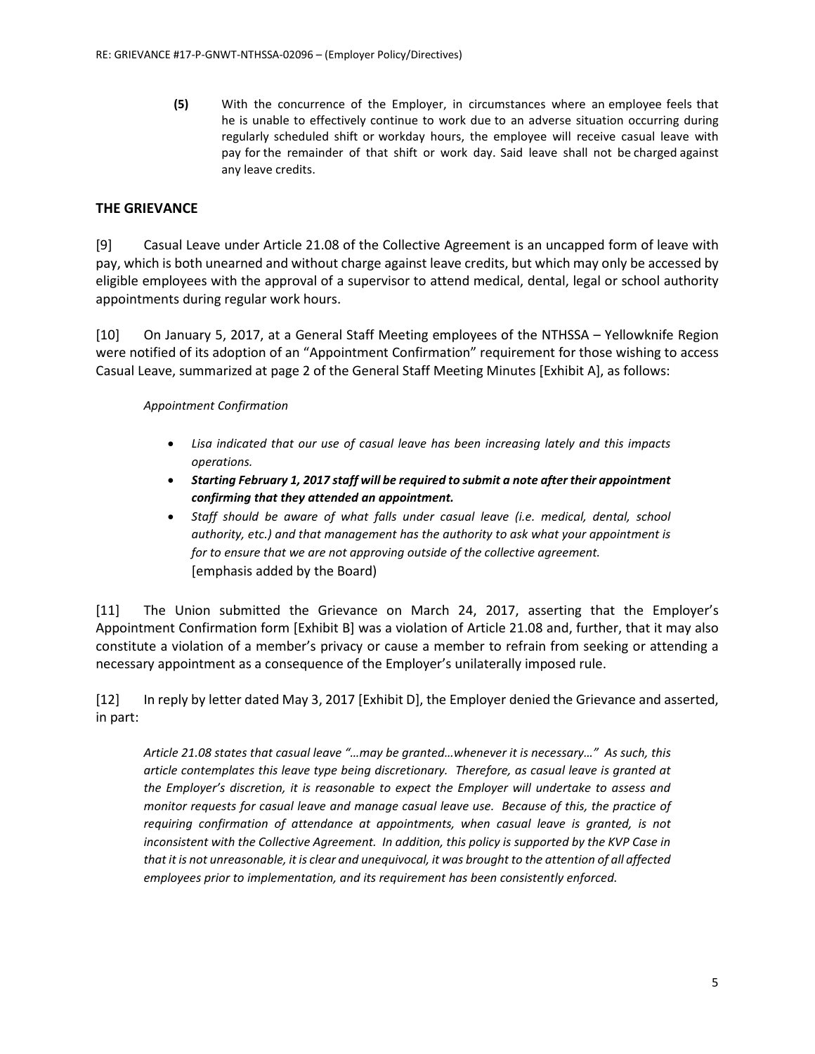**(5)** With the concurrence of the Employer, in circumstances where an employee feels that he is unable to effectively continue to work due to an adverse situation occurring during regularly scheduled shift or workday hours, the employee will receive casual leave with pay for the remainder of that shift or work day. Said leave shall not be charged against any leave credits.

## THE GRIEVANCE

[9] Casual Leave under Article 21.08 of the Collective Agreement is an uncapped form of leave with pay, which is both unearned and without charge against leave credits, but which may only be accessed by eligible employees with the approval of a supervisor to attend medical, dental, legal or school authority appointments during regular work hours.

[10] On January 5, 2017, at a General Staff Meeting employees of the NTHSSA – Yellowknife Region were notified of its adoption of an "Appointment Confirmation" requirement for those wishing to access Casual Leave, summarized at page 2 of the General Staff Meeting Minutes [Exhibit A], as follows:

> *Appointment Confirmation*
>
> - *Lisa indicated that our use of casual leave has been increasing lately and this impacts operations.*
> - ***Starting February 1, 2017 staff will be required to submit a note after their appointment confirming that they attended an appointment.***
> - *Staff should be aware of what falls under casual leave (i.e. medical, dental, school authority, etc.) and that management has the authority to ask what your appointment is for to ensure that we are not approving outside of the collective agreement.*
>
> [emphasis added by the Board)

[11] The Union submitted the Grievance on March 24, 2017, asserting that the Employer's Appointment Confirmation form [Exhibit B] was a violation of Article 21.08 and, further, that it may also constitute a violation of a member's privacy or cause a member to refrain from seeking or attending a necessary appointment as a consequence of the Employer's unilaterally imposed rule.

[12] In reply by letter dated May 3, 2017 [Exhibit D], the Employer denied the Grievance and asserted, in part:

> *Article 21.08 states that casual leave "…may be granted…whenever it is necessary…" As such, this article contemplates this leave type being discretionary. Therefore, as casual leave is granted at the Employer's discretion, it is reasonable to expect the Employer will undertake to assess and monitor requests for casual leave and manage casual leave use. Because of this, the practice of requiring confirmation of attendance at appointments, when casual leave is granted, is not inconsistent with the Collective Agreement. In addition, this policy is supported by the KVP Case in that it is not unreasonable, it is clear and unequivocal, it was brought to the attention of all affected employees prior to implementation, and its requirement has been consistently enforced.*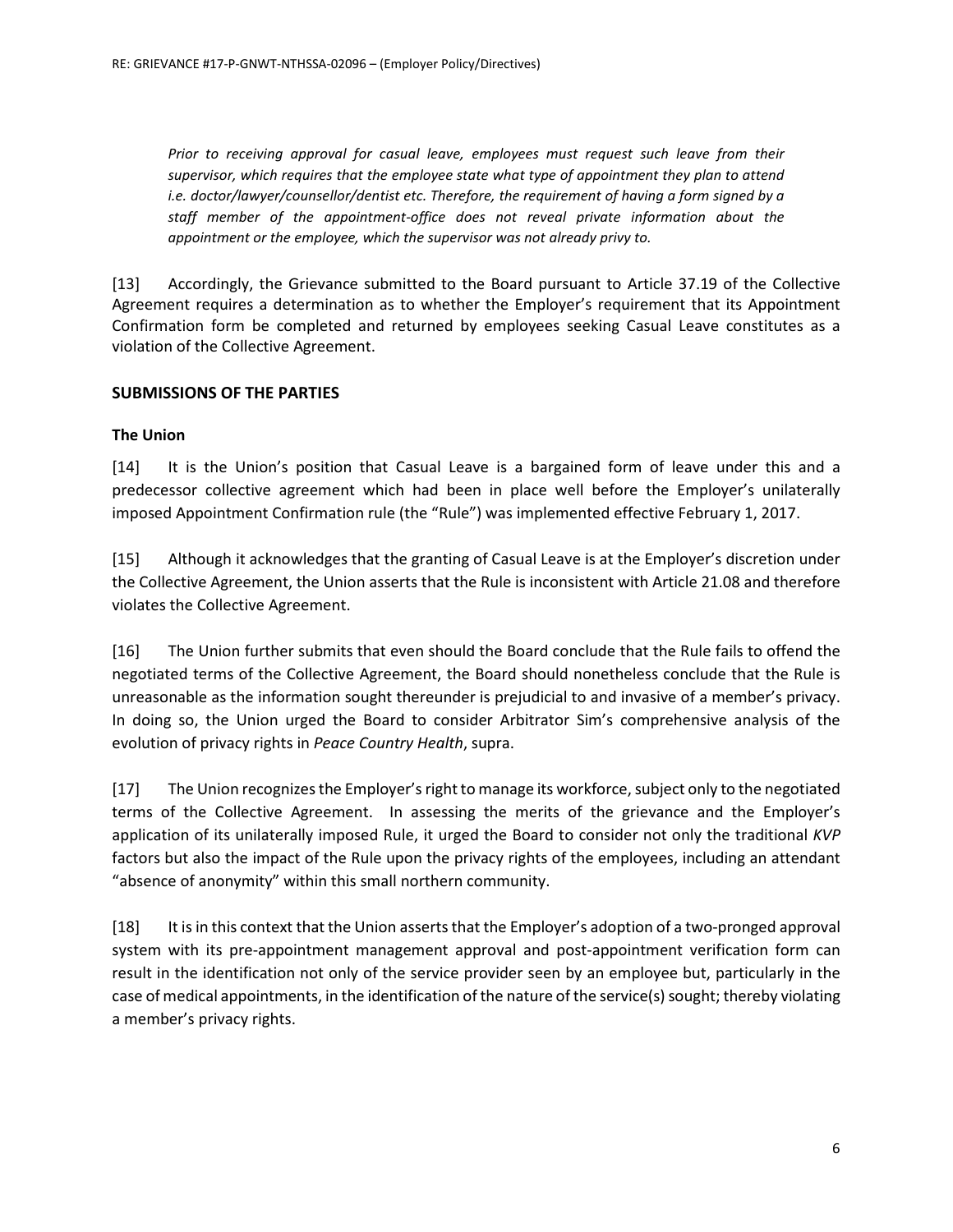> *Prior to receiving approval for casual leave, employees must request such leave from their supervisor, which requires that the employee state what type of appointment they plan to attend i.e. doctor/lawyer/counsellor/dentist etc. Therefore, the requirement of having a form signed by a staff member of the appointment-office does not reveal private information about the appointment or the employee, which the supervisor was not already privy to.*

[13] Accordingly, the Grievance submitted to the Board pursuant to Article 37.19 of the Collective Agreement requires a determination as to whether the Employer's requirement that its Appointment Confirmation form be completed and returned by employees seeking Casual Leave constitutes as a violation of the Collective Agreement.

## SUBMISSIONS OF THE PARTIES

### The Union

[14] It is the Union's position that Casual Leave is a bargained form of leave under this and a predecessor collective agreement which had been in place well before the Employer's unilaterally imposed Appointment Confirmation rule (the "Rule") was implemented effective February 1, 2017.

[15] Although it acknowledges that the granting of Casual Leave is at the Employer's discretion under the Collective Agreement, the Union asserts that the Rule is inconsistent with Article 21.08 and therefore violates the Collective Agreement.

[16] The Union further submits that even should the Board conclude that the Rule fails to offend the negotiated terms of the Collective Agreement, the Board should nonetheless conclude that the Rule is unreasonable as the information sought thereunder is prejudicial to and invasive of a member's privacy. In doing so, the Union urged the Board to consider Arbitrator Sim's comprehensive analysis of the evolution of privacy rights in *Peace Country Health*, supra.

[17] The Union recognizes the Employer's right to manage its workforce, subject only to the negotiated terms of the Collective Agreement. In assessing the merits of the grievance and the Employer's application of its unilaterally imposed Rule, it urged the Board to consider not only the traditional *KVP* factors but also the impact of the Rule upon the privacy rights of the employees, including an attendant "absence of anonymity" within this small northern community.

[18] It is in this context that the Union asserts that the Employer's adoption of a two-pronged approval system with its pre-appointment management approval and post-appointment verification form can result in the identification not only of the service provider seen by an employee but, particularly in the case of medical appointments, in the identification of the nature of the service(s) sought; thereby violating a member's privacy rights.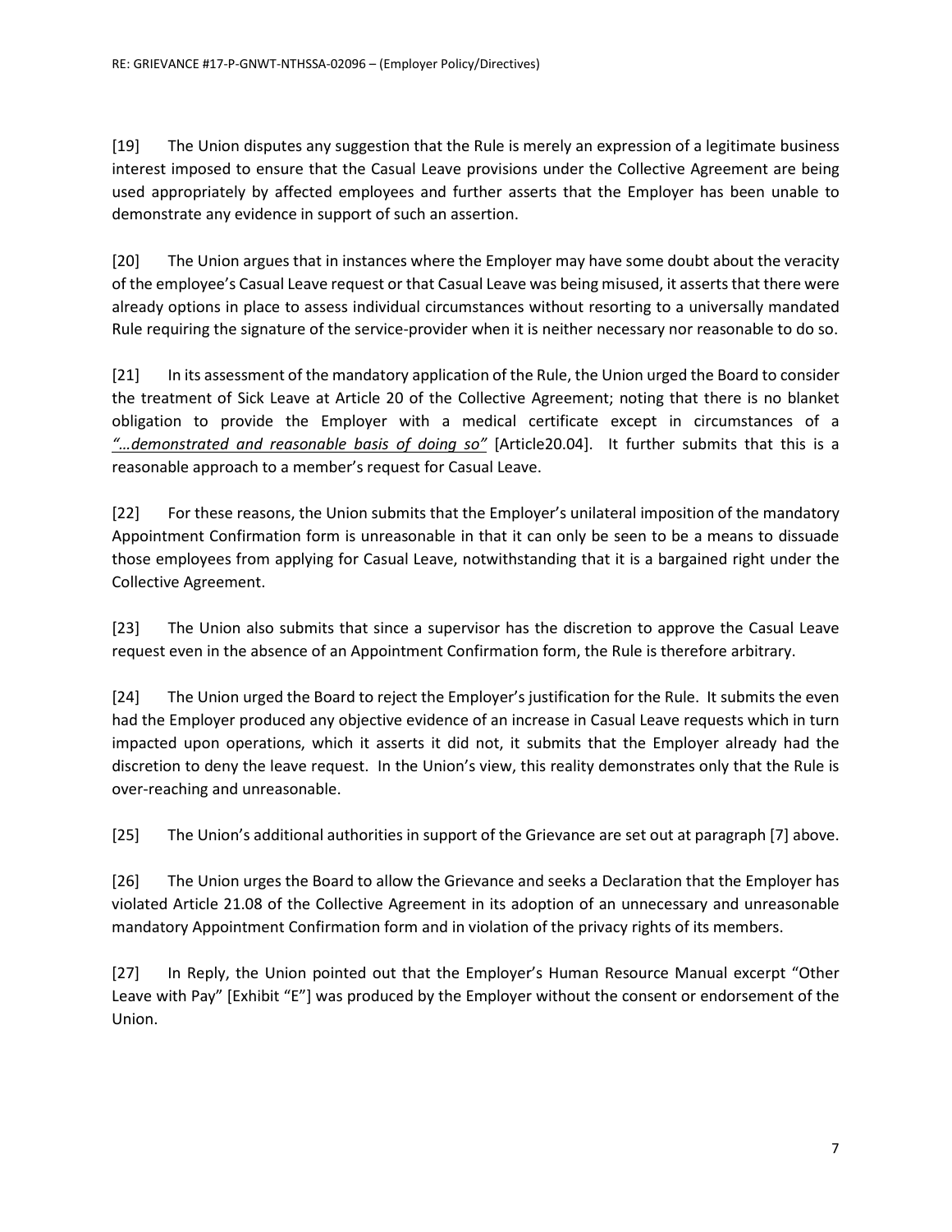[19] The Union disputes any suggestion that the Rule is merely an expression of a legitimate business interest imposed to ensure that the Casual Leave provisions under the Collective Agreement are being used appropriately by affected employees and further asserts that the Employer has been unable to demonstrate any evidence in support of such an assertion.

[20] The Union argues that in instances where the Employer may have some doubt about the veracity of the employee's Casual Leave request or that Casual Leave was being misused, it asserts that there were already options in place to assess individual circumstances without resorting to a universally mandated Rule requiring the signature of the service-provider when it is neither necessary nor reasonable to do so.

[21] In its assessment of the mandatory application of the Rule, the Union urged the Board to consider the treatment of Sick Leave at Article 20 of the Collective Agreement; noting that there is no blanket obligation to provide the Employer with a medical certificate except in circumstances of a *"…demonstrated and reasonable basis of doing so"* [Article20.04]. It further submits that this is a reasonable approach to a member's request for Casual Leave.

[22] For these reasons, the Union submits that the Employer's unilateral imposition of the mandatory Appointment Confirmation form is unreasonable in that it can only be seen to be a means to dissuade those employees from applying for Casual Leave, notwithstanding that it is a bargained right under the Collective Agreement.

[23] The Union also submits that since a supervisor has the discretion to approve the Casual Leave request even in the absence of an Appointment Confirmation form, the Rule is therefore arbitrary.

[24] The Union urged the Board to reject the Employer's justification for the Rule. It submits the even had the Employer produced any objective evidence of an increase in Casual Leave requests which in turn impacted upon operations, which it asserts it did not, it submits that the Employer already had the discretion to deny the leave request. In the Union's view, this reality demonstrates only that the Rule is over-reaching and unreasonable.

[25] The Union's additional authorities in support of the Grievance are set out at paragraph [7] above.

[26] The Union urges the Board to allow the Grievance and seeks a Declaration that the Employer has violated Article 21.08 of the Collective Agreement in its adoption of an unnecessary and unreasonable mandatory Appointment Confirmation form and in violation of the privacy rights of its members.

[27] In Reply, the Union pointed out that the Employer's Human Resource Manual excerpt "Other Leave with Pay" [Exhibit "E"] was produced by the Employer without the consent or endorsement of the Union.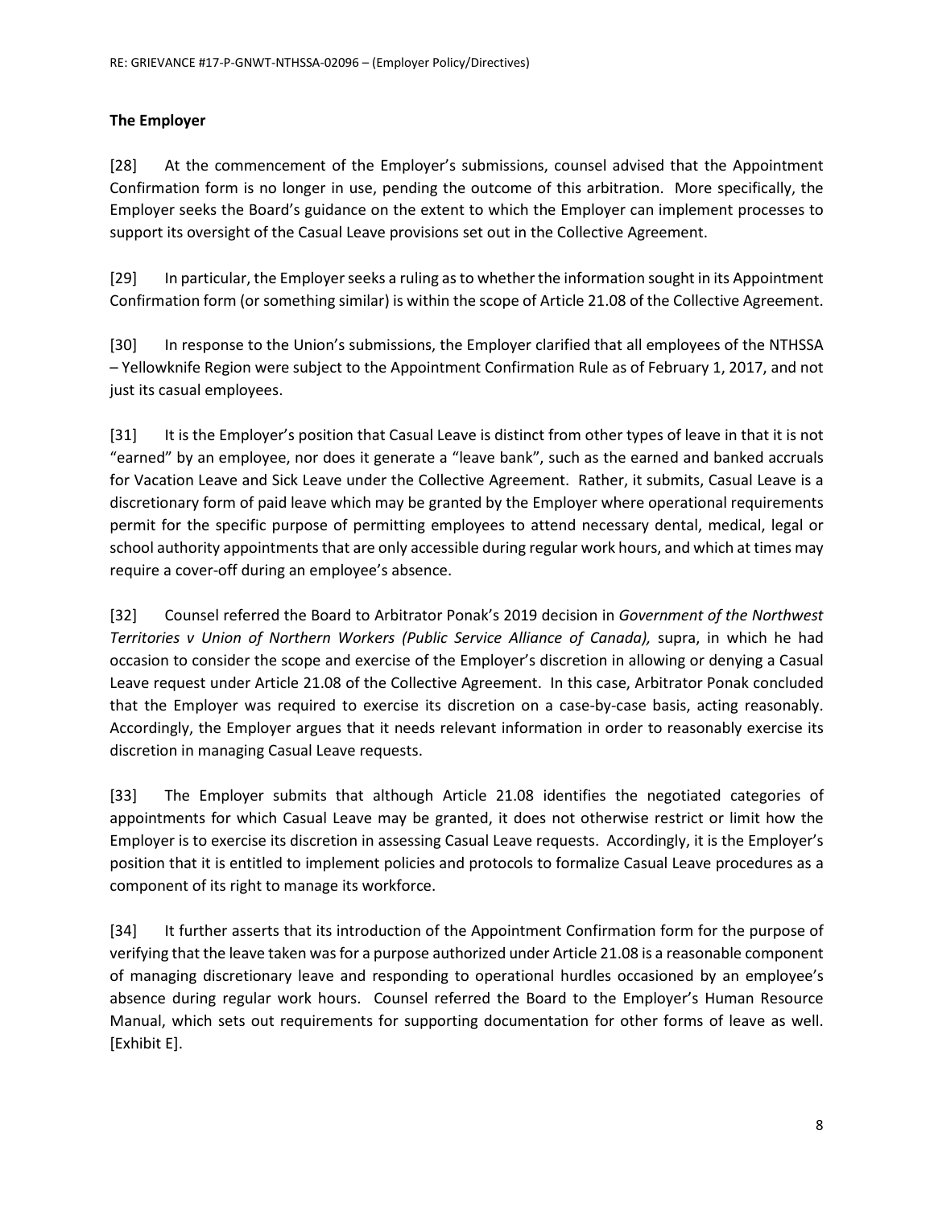**The Employer**

[28] At the commencement of the Employer's submissions, counsel advised that the Appointment Confirmation form is no longer in use, pending the outcome of this arbitration. More specifically, the Employer seeks the Board's guidance on the extent to which the Employer can implement processes to support its oversight of the Casual Leave provisions set out in the Collective Agreement.

[29] In particular, the Employer seeks a ruling as to whether the information sought in its Appointment Confirmation form (or something similar) is within the scope of Article 21.08 of the Collective Agreement.

[30] In response to the Union's submissions, the Employer clarified that all employees of the NTHSSA – Yellowknife Region were subject to the Appointment Confirmation Rule as of February 1, 2017, and not just its casual employees.

[31] It is the Employer's position that Casual Leave is distinct from other types of leave in that it is not "earned" by an employee, nor does it generate a "leave bank", such as the earned and banked accruals for Vacation Leave and Sick Leave under the Collective Agreement. Rather, it submits, Casual Leave is a discretionary form of paid leave which may be granted by the Employer where operational requirements permit for the specific purpose of permitting employees to attend necessary dental, medical, legal or school authority appointments that are only accessible during regular work hours, and which at times may require a cover-off during an employee's absence.

[32] Counsel referred the Board to Arbitrator Ponak's 2019 decision in *Government of the Northwest Territories v Union of Northern Workers (Public Service Alliance of Canada),* supra, in which he had occasion to consider the scope and exercise of the Employer's discretion in allowing or denying a Casual Leave request under Article 21.08 of the Collective Agreement. In this case, Arbitrator Ponak concluded that the Employer was required to exercise its discretion on a case-by-case basis, acting reasonably. Accordingly, the Employer argues that it needs relevant information in order to reasonably exercise its discretion in managing Casual Leave requests.

[33] The Employer submits that although Article 21.08 identifies the negotiated categories of appointments for which Casual Leave may be granted, it does not otherwise restrict or limit how the Employer is to exercise its discretion in assessing Casual Leave requests. Accordingly, it is the Employer's position that it is entitled to implement policies and protocols to formalize Casual Leave procedures as a component of its right to manage its workforce.

[34] It further asserts that its introduction of the Appointment Confirmation form for the purpose of verifying that the leave taken was for a purpose authorized under Article 21.08 is a reasonable component of managing discretionary leave and responding to operational hurdles occasioned by an employee's absence during regular work hours. Counsel referred the Board to the Employer's Human Resource Manual, which sets out requirements for supporting documentation for other forms of leave as well. [Exhibit E].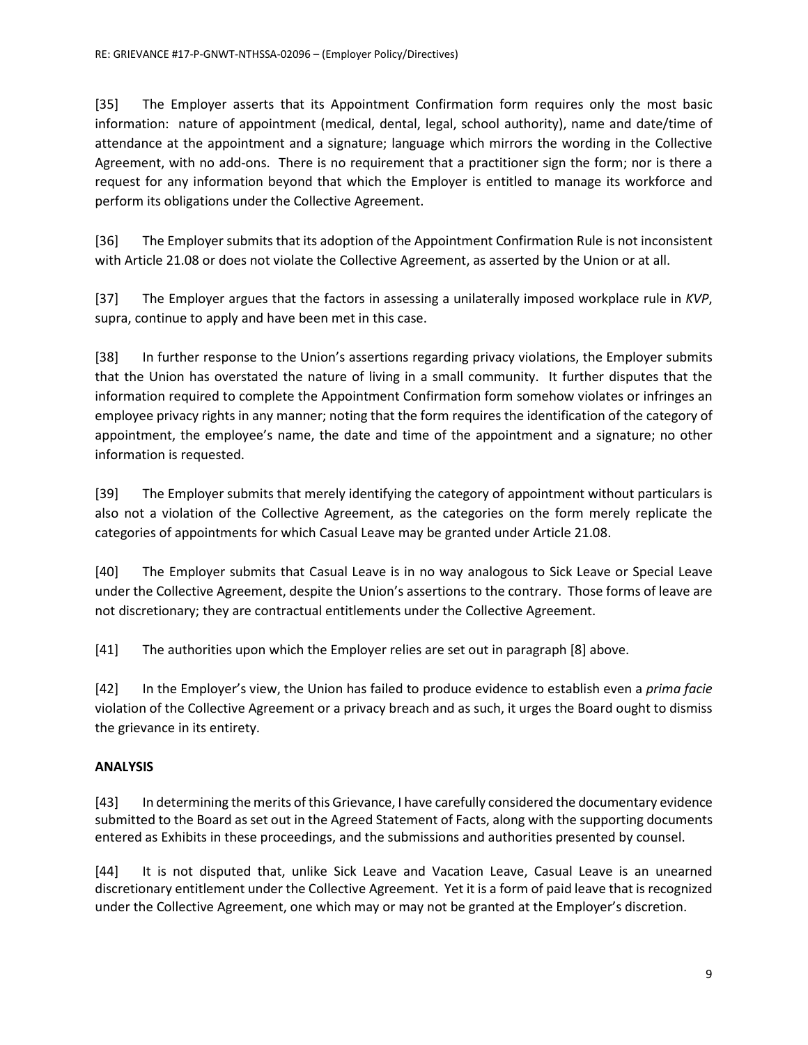[35] The Employer asserts that its Appointment Confirmation form requires only the most basic information: nature of appointment (medical, dental, legal, school authority), name and date/time of attendance at the appointment and a signature; language which mirrors the wording in the Collective Agreement, with no add-ons. There is no requirement that a practitioner sign the form; nor is there a request for any information beyond that which the Employer is entitled to manage its workforce and perform its obligations under the Collective Agreement.

[36] The Employer submits that its adoption of the Appointment Confirmation Rule is not inconsistent with Article 21.08 or does not violate the Collective Agreement, as asserted by the Union or at all.

[37] The Employer argues that the factors in assessing a unilaterally imposed workplace rule in *KVP*, supra, continue to apply and have been met in this case.

[38] In further response to the Union's assertions regarding privacy violations, the Employer submits that the Union has overstated the nature of living in a small community. It further disputes that the information required to complete the Appointment Confirmation form somehow violates or infringes an employee privacy rights in any manner; noting that the form requires the identification of the category of appointment, the employee's name, the date and time of the appointment and a signature; no other information is requested.

[39] The Employer submits that merely identifying the category of appointment without particulars is also not a violation of the Collective Agreement, as the categories on the form merely replicate the categories of appointments for which Casual Leave may be granted under Article 21.08.

[40] The Employer submits that Casual Leave is in no way analogous to Sick Leave or Special Leave under the Collective Agreement, despite the Union's assertions to the contrary. Those forms of leave are not discretionary; they are contractual entitlements under the Collective Agreement.

[41] The authorities upon which the Employer relies are set out in paragraph [8] above.

[42] In the Employer's view, the Union has failed to produce evidence to establish even a *prima facie* violation of the Collective Agreement or a privacy breach and as such, it urges the Board ought to dismiss the grievance in its entirety.

## ANALYSIS

[43] In determining the merits of this Grievance, I have carefully considered the documentary evidence submitted to the Board as set out in the Agreed Statement of Facts, along with the supporting documents entered as Exhibits in these proceedings, and the submissions and authorities presented by counsel.

[44] It is not disputed that, unlike Sick Leave and Vacation Leave, Casual Leave is an unearned discretionary entitlement under the Collective Agreement. Yet it is a form of paid leave that is recognized under the Collective Agreement, one which may or may not be granted at the Employer's discretion.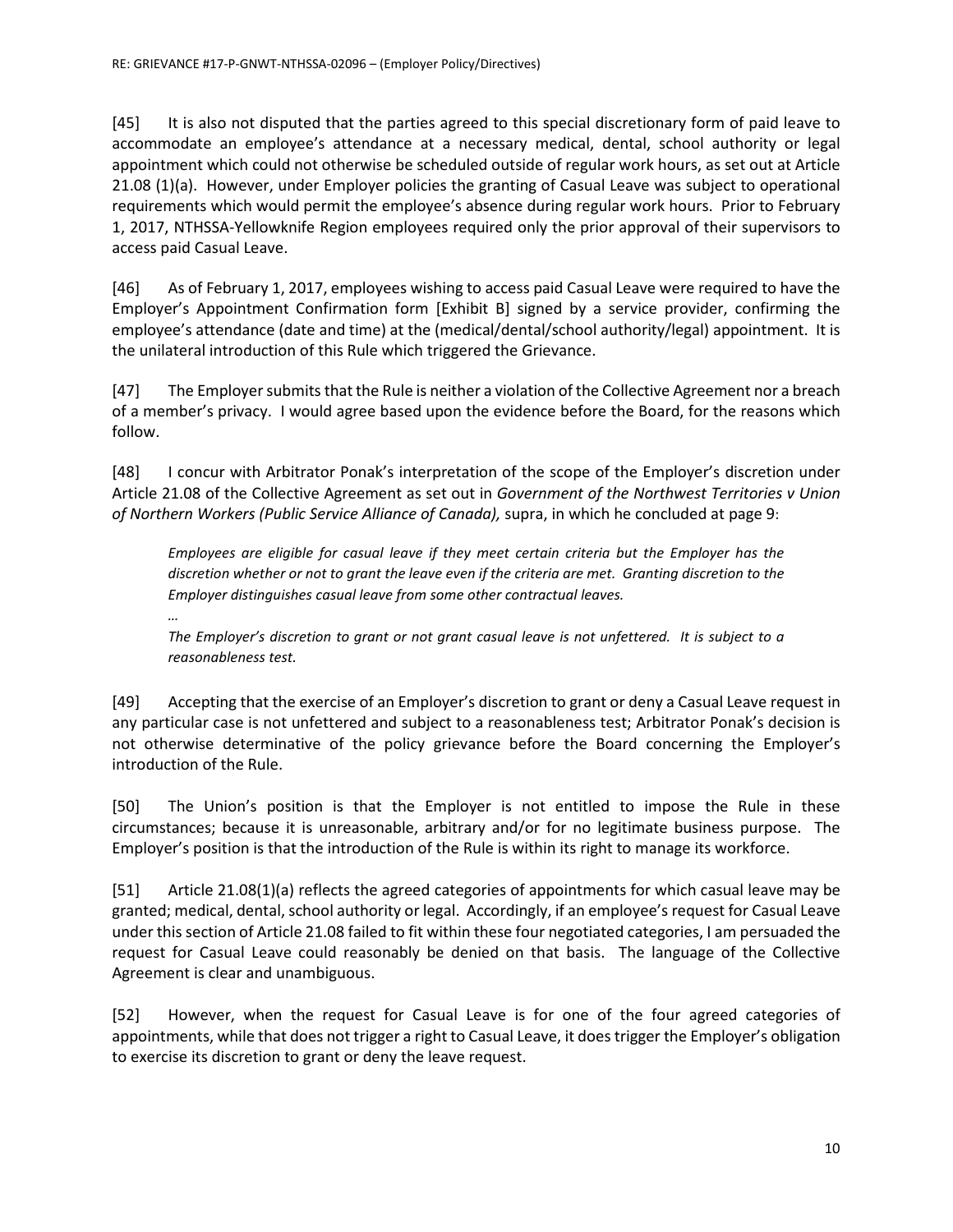[45] It is also not disputed that the parties agreed to this special discretionary form of paid leave to accommodate an employee's attendance at a necessary medical, dental, school authority or legal appointment which could not otherwise be scheduled outside of regular work hours, as set out at Article 21.08 (1)(a). However, under Employer policies the granting of Casual Leave was subject to operational requirements which would permit the employee's absence during regular work hours. Prior to February 1, 2017, NTHSSA-Yellowknife Region employees required only the prior approval of their supervisors to access paid Casual Leave.

[46] As of February 1, 2017, employees wishing to access paid Casual Leave were required to have the Employer's Appointment Confirmation form [Exhibit B] signed by a service provider, confirming the employee's attendance (date and time) at the (medical/dental/school authority/legal) appointment. It is the unilateral introduction of this Rule which triggered the Grievance.

[47] The Employer submits that the Rule is neither a violation of the Collective Agreement nor a breach of a member's privacy. I would agree based upon the evidence before the Board, for the reasons which follow.

[48] I concur with Arbitrator Ponak's interpretation of the scope of the Employer's discretion under Article 21.08 of the Collective Agreement as set out in *Government of the Northwest Territories v Union of Northern Workers (Public Service Alliance of Canada),* supra, in which he concluded at page 9:

> *Employees are eligible for casual leave if they meet certain criteria but the Employer has the discretion whether or not to grant the leave even if the criteria are met. Granting discretion to the Employer distinguishes casual leave from some other contractual leaves.*
>
> *…*
>
> *The Employer's discretion to grant or not grant casual leave is not unfettered. It is subject to a reasonableness test.*

[49] Accepting that the exercise of an Employer's discretion to grant or deny a Casual Leave request in any particular case is not unfettered and subject to a reasonableness test; Arbitrator Ponak's decision is not otherwise determinative of the policy grievance before the Board concerning the Employer's introduction of the Rule.

[50] The Union's position is that the Employer is not entitled to impose the Rule in these circumstances; because it is unreasonable, arbitrary and/or for no legitimate business purpose. The Employer's position is that the introduction of the Rule is within its right to manage its workforce.

[51] Article 21.08(1)(a) reflects the agreed categories of appointments for which casual leave may be granted; medical, dental, school authority or legal. Accordingly, if an employee's request for Casual Leave under this section of Article 21.08 failed to fit within these four negotiated categories, I am persuaded the request for Casual Leave could reasonably be denied on that basis. The language of the Collective Agreement is clear and unambiguous.

[52] However, when the request for Casual Leave is for one of the four agreed categories of appointments, while that does not trigger a right to Casual Leave, it does trigger the Employer's obligation to exercise its discretion to grant or deny the leave request.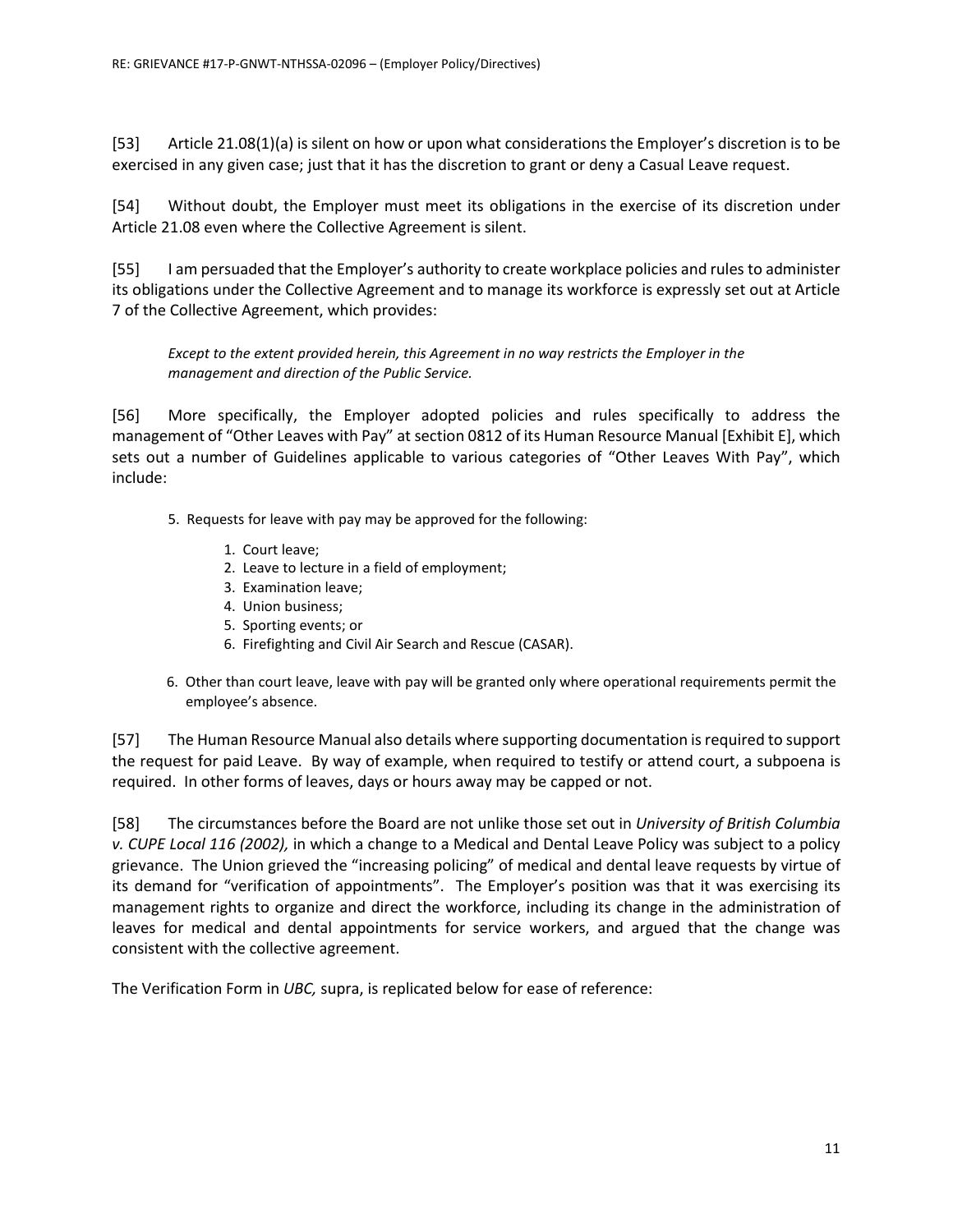[53] Article 21.08(1)(a) is silent on how or upon what considerations the Employer's discretion is to be exercised in any given case; just that it has the discretion to grant or deny a Casual Leave request.

[54] Without doubt, the Employer must meet its obligations in the exercise of its discretion under Article 21.08 even where the Collective Agreement is silent.

[55] I am persuaded that the Employer's authority to create workplace policies and rules to administer its obligations under the Collective Agreement and to manage its workforce is expressly set out at Article 7 of the Collective Agreement, which provides:

> *Except to the extent provided herein, this Agreement in no way restricts the Employer in the management and direction of the Public Service.*

[56] More specifically, the Employer adopted policies and rules specifically to address the management of "Other Leaves with Pay" at section 0812 of its Human Resource Manual [Exhibit E], which sets out a number of Guidelines applicable to various categories of "Other Leaves With Pay", which include:

5. Requests for leave with pay may be approved for the following:
    1. Court leave;
    2. Leave to lecture in a field of employment;
    3. Examination leave;
    4. Union business;
    5. Sporting events; or
    6. Firefighting and Civil Air Search and Rescue (CASAR).
6. Other than court leave, leave with pay will be granted only where operational requirements permit the employee's absence.

[57] The Human Resource Manual also details where supporting documentation is required to support the request for paid Leave. By way of example, when required to testify or attend court, a subpoena is required. In other forms of leaves, days or hours away may be capped or not.

[58] The circumstances before the Board are not unlike those set out in *University of British Columbia v. CUPE Local 116 (2002),* in which a change to a Medical and Dental Leave Policy was subject to a policy grievance. The Union grieved the "increasing policing" of medical and dental leave requests by virtue of its demand for "verification of appointments". The Employer's position was that it was exercising its management rights to organize and direct the workforce, including its change in the administration of leaves for medical and dental appointments for service workers, and argued that the change was consistent with the collective agreement.

The Verification Form in *UBC,* supra, is replicated below for ease of reference: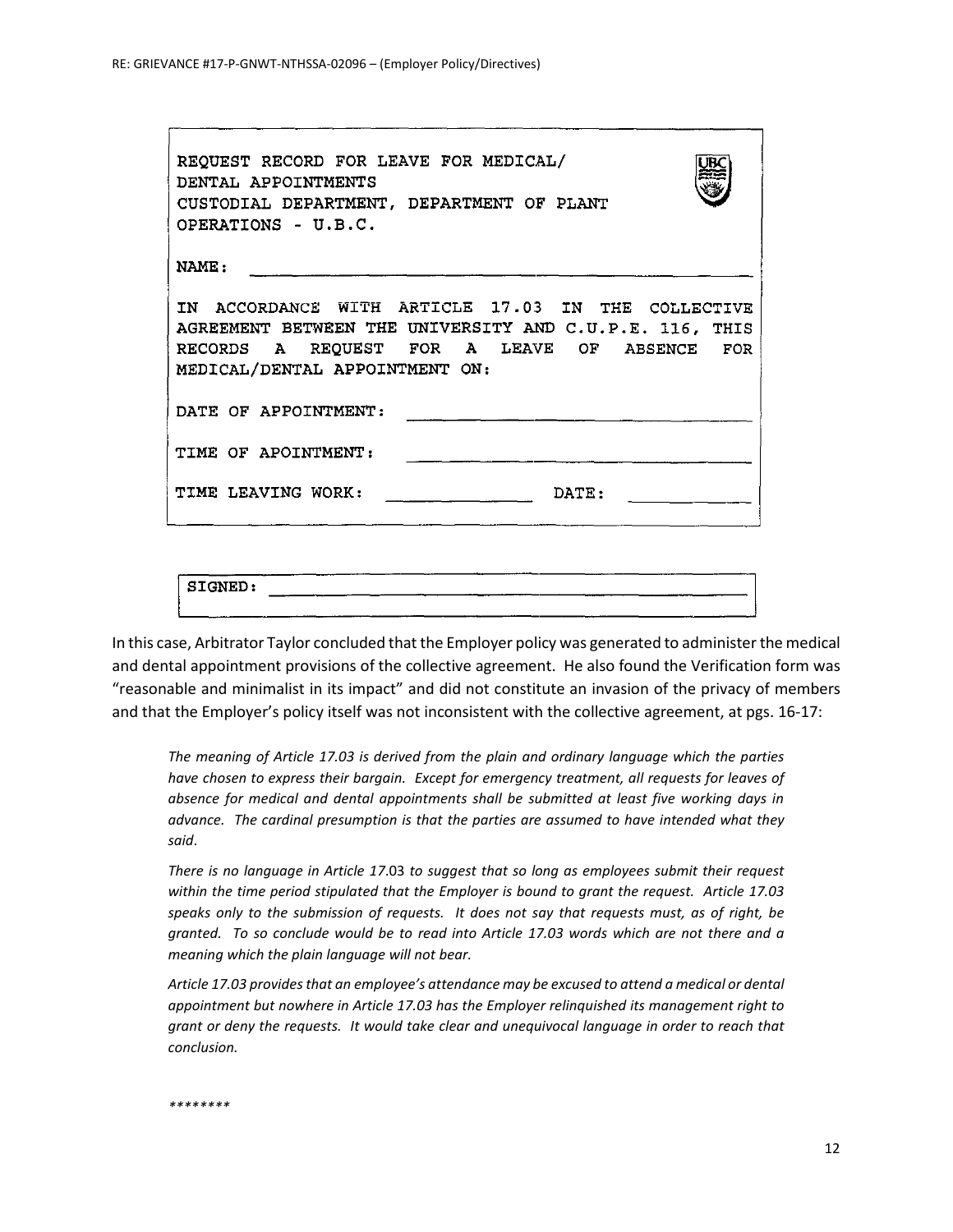REQUEST RECORD FOR LEAVE FOR MEDICAL/
DENTAL APPOINTMENTS
CUSTODIAL DEPARTMENT, DEPARTMENT OF PLANT
OPERATIONS - U.B.C.

NAME: ______________________________________________

IN ACCORDANCE WITH ARTICLE 17.03 IN THE COLLECTIVE AGREEMENT BETWEEN THE UNIVERSITY AND C.U.P.E. 116, THIS RECORDS A REQUEST FOR A LEAVE OF ABSENCE FOR MEDICAL/DENTAL APPOINTMENT ON:

DATE OF APPOINTMENT: ______________________________

TIME OF APOINTMENT: ______________________________

TIME LEAVING WORK: ______________ DATE: ____________

SIGNED: ______________________________________________

In this case, Arbitrator Taylor concluded that the Employer policy was generated to administer the medical and dental appointment provisions of the collective agreement. He also found the Verification form was "reasonable and minimalist in its impact" and did not constitute an invasion of the privacy of members and that the Employer's policy itself was not inconsistent with the collective agreement, at pgs. 16-17:

> *The meaning of Article 17.03 is derived from the plain and ordinary language which the parties have chosen to express their bargain. Except for emergency treatment, all requests for leaves of absence for medical and dental appointments shall be submitted at least five working days in advance. The cardinal presumption is that the parties are assumed to have intended what they said.*
>
> *There is no language in Article 17.*03 *to suggest that so long as employees submit their request within the time period stipulated that the Employer is bound to grant the request. Article 17.03 speaks only to the submission of requests. It does not say that requests must, as of right, be granted. To so conclude would be to read into Article 17.03 words which are not there and a meaning which the plain language will not bear.*
>
> *Article 17.03 provides that an employee's attendance may be excused to attend a medical or dental appointment but nowhere in Article 17.03 has the Employer relinquished its management right to grant or deny the requests. It would take clear and unequivocal language in order to reach that conclusion.*
>
> *\*\*\*\*\*\*\*\**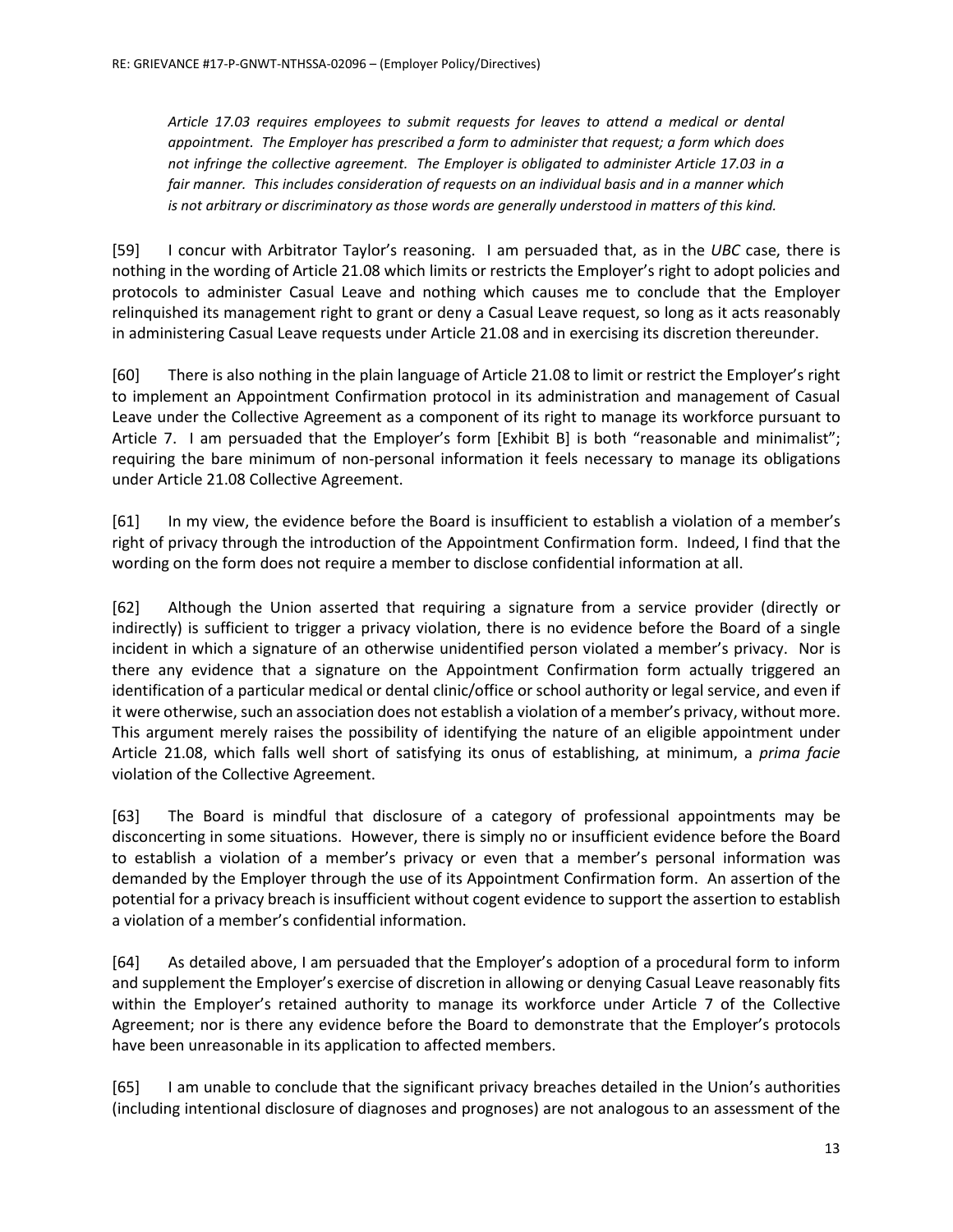*Article 17.03 requires employees to submit requests for leaves to attend a medical or dental appointment. The Employer has prescribed a form to administer that request; a form which does not infringe the collective agreement. The Employer is obligated to administer Article 17.03 in a fair manner. This includes consideration of requests on an individual basis and in a manner which is not arbitrary or discriminatory as those words are generally understood in matters of this kind.*

[59] I concur with Arbitrator Taylor's reasoning. I am persuaded that, as in the *UBC* case, there is nothing in the wording of Article 21.08 which limits or restricts the Employer's right to adopt policies and protocols to administer Casual Leave and nothing which causes me to conclude that the Employer relinquished its management right to grant or deny a Casual Leave request, so long as it acts reasonably in administering Casual Leave requests under Article 21.08 and in exercising its discretion thereunder.

[60] There is also nothing in the plain language of Article 21.08 to limit or restrict the Employer's right to implement an Appointment Confirmation protocol in its administration and management of Casual Leave under the Collective Agreement as a component of its right to manage its workforce pursuant to Article 7. I am persuaded that the Employer's form [Exhibit B] is both "reasonable and minimalist"; requiring the bare minimum of non-personal information it feels necessary to manage its obligations under Article 21.08 Collective Agreement.

[61] In my view, the evidence before the Board is insufficient to establish a violation of a member's right of privacy through the introduction of the Appointment Confirmation form. Indeed, I find that the wording on the form does not require a member to disclose confidential information at all.

[62] Although the Union asserted that requiring a signature from a service provider (directly or indirectly) is sufficient to trigger a privacy violation, there is no evidence before the Board of a single incident in which a signature of an otherwise unidentified person violated a member's privacy. Nor is there any evidence that a signature on the Appointment Confirmation form actually triggered an identification of a particular medical or dental clinic/office or school authority or legal service, and even if it were otherwise, such an association does not establish a violation of a member's privacy, without more. This argument merely raises the possibility of identifying the nature of an eligible appointment under Article 21.08, which falls well short of satisfying its onus of establishing, at minimum, a *prima facie* violation of the Collective Agreement.

[63] The Board is mindful that disclosure of a category of professional appointments may be disconcerting in some situations. However, there is simply no or insufficient evidence before the Board to establish a violation of a member's privacy or even that a member's personal information was demanded by the Employer through the use of its Appointment Confirmation form. An assertion of the potential for a privacy breach is insufficient without cogent evidence to support the assertion to establish a violation of a member's confidential information.

[64] As detailed above, I am persuaded that the Employer's adoption of a procedural form to inform and supplement the Employer's exercise of discretion in allowing or denying Casual Leave reasonably fits within the Employer's retained authority to manage its workforce under Article 7 of the Collective Agreement; nor is there any evidence before the Board to demonstrate that the Employer's protocols have been unreasonable in its application to affected members.

[65] I am unable to conclude that the significant privacy breaches detailed in the Union's authorities (including intentional disclosure of diagnoses and prognoses) are not analogous to an assessment of the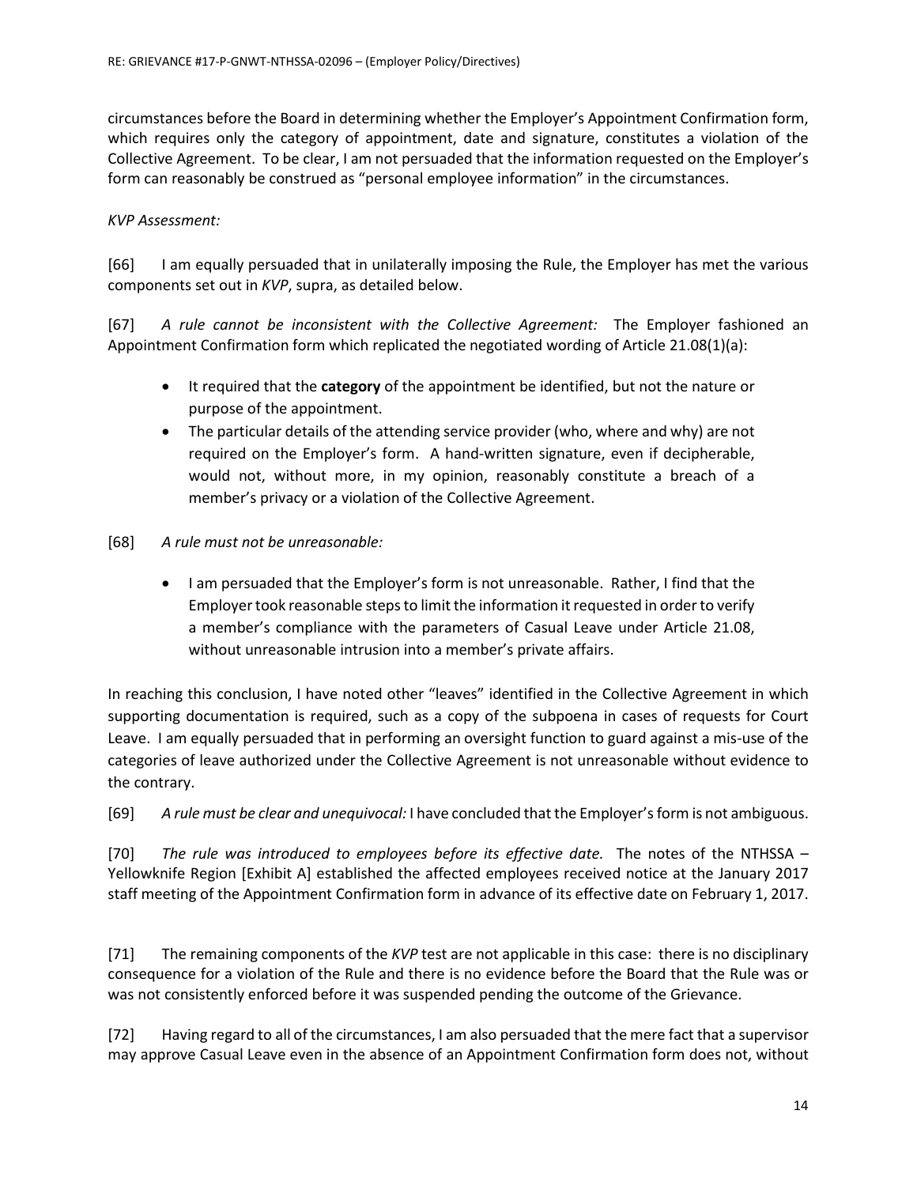circumstances before the Board in determining whether the Employer's Appointment Confirmation form, which requires only the category of appointment, date and signature, constitutes a violation of the Collective Agreement. To be clear, I am not persuaded that the information requested on the Employer's form can reasonably be construed as "personal employee information" in the circumstances.

*KVP Assessment:*

[66] I am equally persuaded that in unilaterally imposing the Rule, the Employer has met the various components set out in *KVP*, supra, as detailed below.

[67] *A rule cannot be inconsistent with the Collective Agreement:* The Employer fashioned an Appointment Confirmation form which replicated the negotiated wording of Article 21.08(1)(a):

- It required that the **category** of the appointment be identified, but not the nature or purpose of the appointment.
- The particular details of the attending service provider (who, where and why) are not required on the Employer's form. A hand-written signature, even if decipherable, would not, without more, in my opinion, reasonably constitute a breach of a member's privacy or a violation of the Collective Agreement.

[68] *A rule must not be unreasonable:*

- I am persuaded that the Employer's form is not unreasonable. Rather, I find that the Employer took reasonable steps to limit the information it requested in order to verify a member's compliance with the parameters of Casual Leave under Article 21.08, without unreasonable intrusion into a member's private affairs.

In reaching this conclusion, I have noted other "leaves" identified in the Collective Agreement in which supporting documentation is required, such as a copy of the subpoena in cases of requests for Court Leave. I am equally persuaded that in performing an oversight function to guard against a mis-use of the categories of leave authorized under the Collective Agreement is not unreasonable without evidence to the contrary.

[69] *A rule must be clear and unequivocal:* I have concluded that the Employer's form is not ambiguous.

[70] *The rule was introduced to employees before its effective date.* The notes of the NTHSSA – Yellowknife Region [Exhibit A] established the affected employees received notice at the January 2017 staff meeting of the Appointment Confirmation form in advance of its effective date on February 1, 2017.

[71] The remaining components of the *KVP* test are not applicable in this case: there is no disciplinary consequence for a violation of the Rule and there is no evidence before the Board that the Rule was or was not consistently enforced before it was suspended pending the outcome of the Grievance.

[72] Having regard to all of the circumstances, I am also persuaded that the mere fact that a supervisor may approve Casual Leave even in the absence of an Appointment Confirmation form does not, without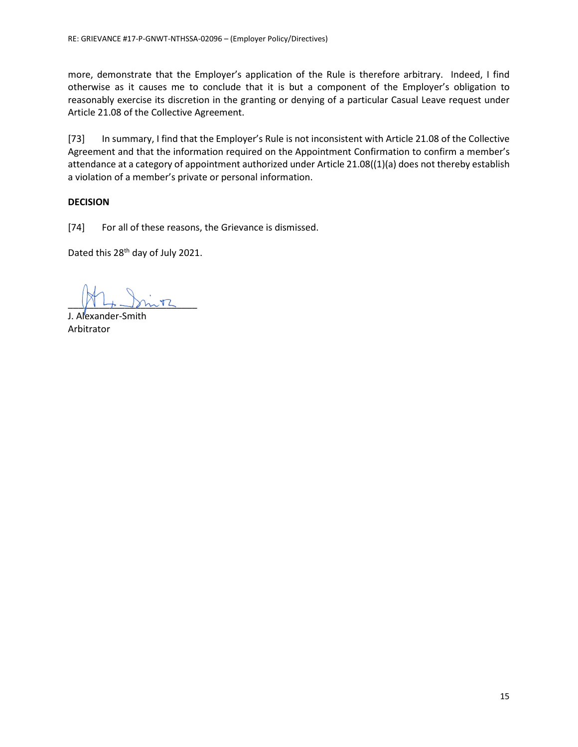more, demonstrate that the Employer's application of the Rule is therefore arbitrary. Indeed, I find otherwise as it causes me to conclude that it is but a component of the Employer's obligation to reasonably exercise its discretion in the granting or denying of a particular Casual Leave request under Article 21.08 of the Collective Agreement.

[73] In summary, I find that the Employer's Rule is not inconsistent with Article 21.08 of the Collective Agreement and that the information required on the Appointment Confirmation to confirm a member's attendance at a category of appointment authorized under Article 21.08((1)(a) does not thereby establish a violation of a member's private or personal information.

**DECISION**

[74] For all of these reasons, the Grievance is dismissed.

Dated this 28th day of July 2021.

J. Alexander-Smith
Arbitrator